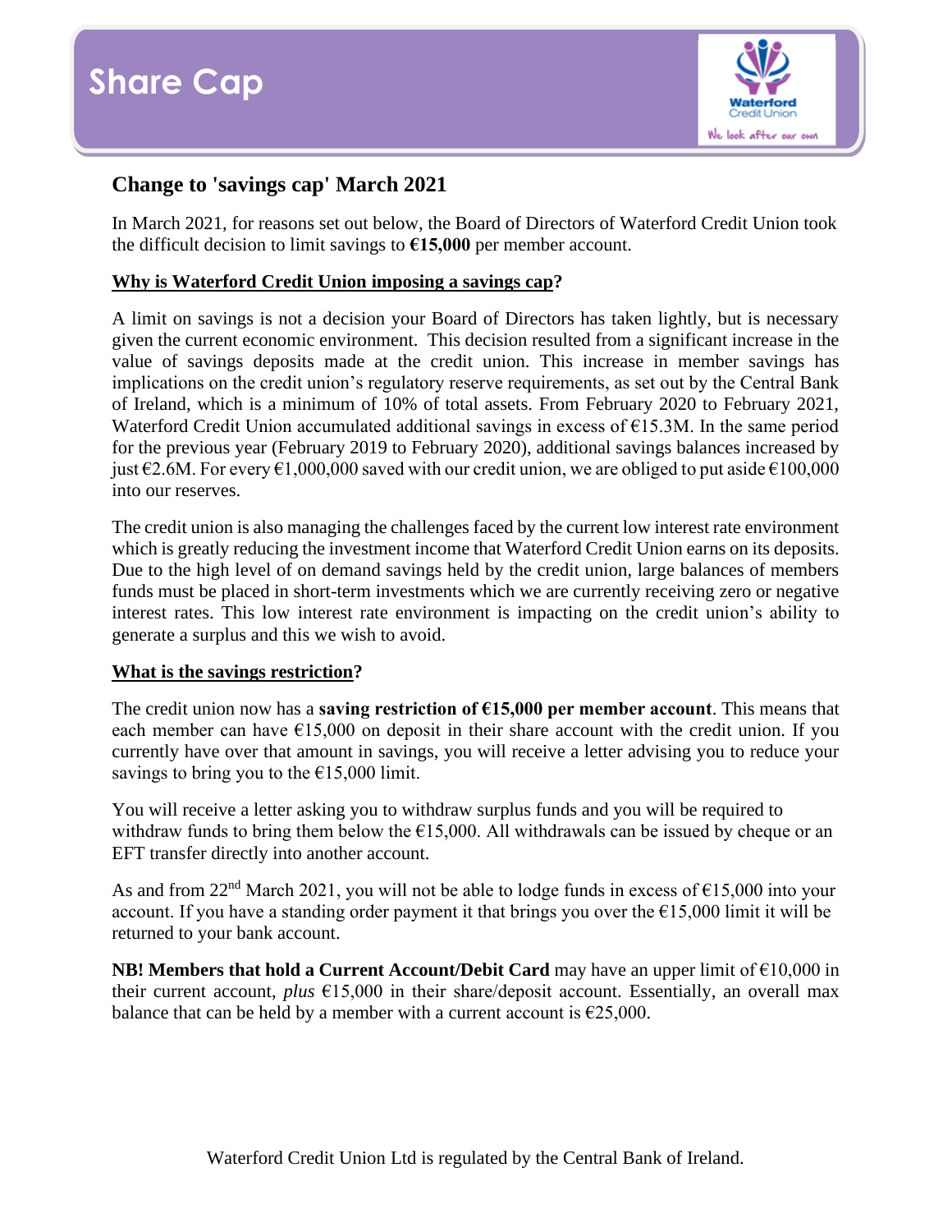# Share Cap

## Change to 'savings cap' March 2021

In March 2021, for reasons set out below, the Board of Directors of Waterford Credit Union took the difficult decision to limit savings to **€15,000** per member account.

**Why is Waterford Credit Union imposing a savings cap?**

A limit on savings is not a decision your Board of Directors has taken lightly, but is necessary given the current economic environment. This decision resulted from a significant increase in the value of savings deposits made at the credit union. This increase in member savings has implications on the credit union's regulatory reserve requirements, as set out by the Central Bank of Ireland, which is a minimum of 10% of total assets. From February 2020 to February 2021, Waterford Credit Union accumulated additional savings in excess of €15.3M. In the same period for the previous year (February 2019 to February 2020), additional savings balances increased by just €2.6M. For every €1,000,000 saved with our credit union, we are obliged to put aside €100,000 into our reserves.

The credit union is also managing the challenges faced by the current low interest rate environment which is greatly reducing the investment income that Waterford Credit Union earns on its deposits. Due to the high level of on demand savings held by the credit union, large balances of members funds must be placed in short-term investments which we are currently receiving zero or negative interest rates. This low interest rate environment is impacting on the credit union's ability to generate a surplus and this we wish to avoid.

**What is the savings restriction?**

The credit union now has a **saving restriction of €15,000 per member account**. This means that each member can have €15,000 on deposit in their share account with the credit union. If you currently have over that amount in savings, you will receive a letter advising you to reduce your savings to bring you to the €15,000 limit.

You will receive a letter asking you to withdraw surplus funds and you will be required to withdraw funds to bring them below the €15,000. All withdrawals can be issued by cheque or an EFT transfer directly into another account.

As and from 22nd March 2021, you will not be able to lodge funds in excess of €15,000 into your account. If you have a standing order payment it that brings you over the €15,000 limit it will be returned to your bank account.

**NB! Members that hold a Current Account/Debit Card** may have an upper limit of €10,000 in their current account, *plus* €15,000 in their share/deposit account. Essentially, an overall max balance that can be held by a member with a current account is €25,000.

Waterford Credit Union Ltd is regulated by the Central Bank of Ireland.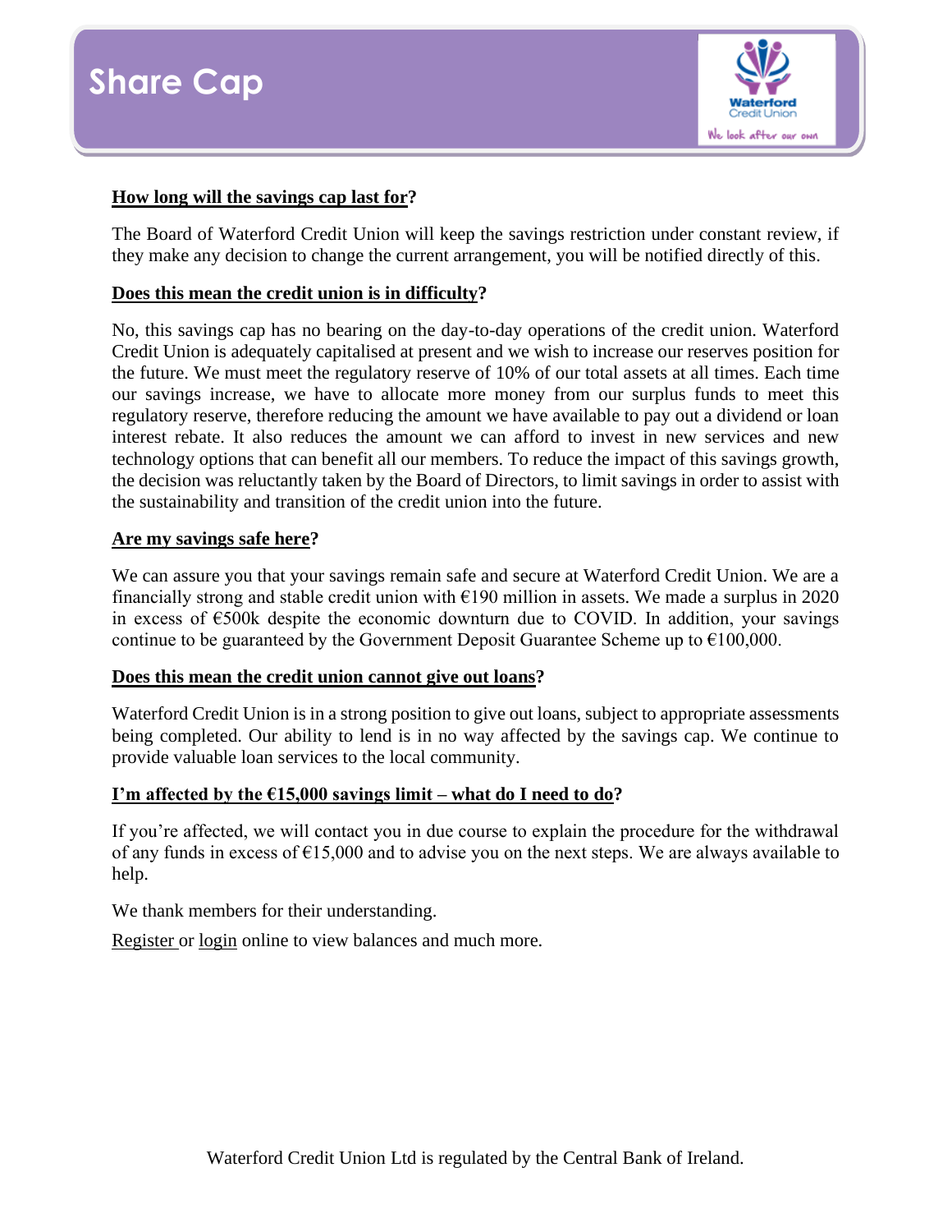# Share Cap

**How long will the savings cap last for?**

The Board of Waterford Credit Union will keep the savings restriction under constant review, if they make any decision to change the current arrangement, you will be notified directly of this.

**Does this mean the credit union is in difficulty?**

No, this savings cap has no bearing on the day-to-day operations of the credit union. Waterford Credit Union is adequately capitalised at present and we wish to increase our reserves position for the future. We must meet the regulatory reserve of 10% of our total assets at all times. Each time our savings increase, we have to allocate more money from our surplus funds to meet this regulatory reserve, therefore reducing the amount we have available to pay out a dividend or loan interest rebate. It also reduces the amount we can afford to invest in new services and new technology options that can benefit all our members. To reduce the impact of this savings growth, the decision was reluctantly taken by the Board of Directors, to limit savings in order to assist with the sustainability and transition of the credit union into the future.

**Are my savings safe here?**

We can assure you that your savings remain safe and secure at Waterford Credit Union. We are a financially strong and stable credit union with €190 million in assets. We made a surplus in 2020 in excess of €500k despite the economic downturn due to COVID. In addition, your savings continue to be guaranteed by the Government Deposit Guarantee Scheme up to €100,000.

**Does this mean the credit union cannot give out loans?**

Waterford Credit Union is in a strong position to give out loans, subject to appropriate assessments being completed. Our ability to lend is in no way affected by the savings cap. We continue to provide valuable loan services to the local community.

**I'm affected by the €15,000 savings limit – what do I need to do?**

If you're affected, we will contact you in due course to explain the procedure for the withdrawal of any funds in excess of €15,000 and to advise you on the next steps. We are always available to help.

We thank members for their understanding.

Register or login online to view balances and much more.

Waterford Credit Union Ltd is regulated by the Central Bank of Ireland.